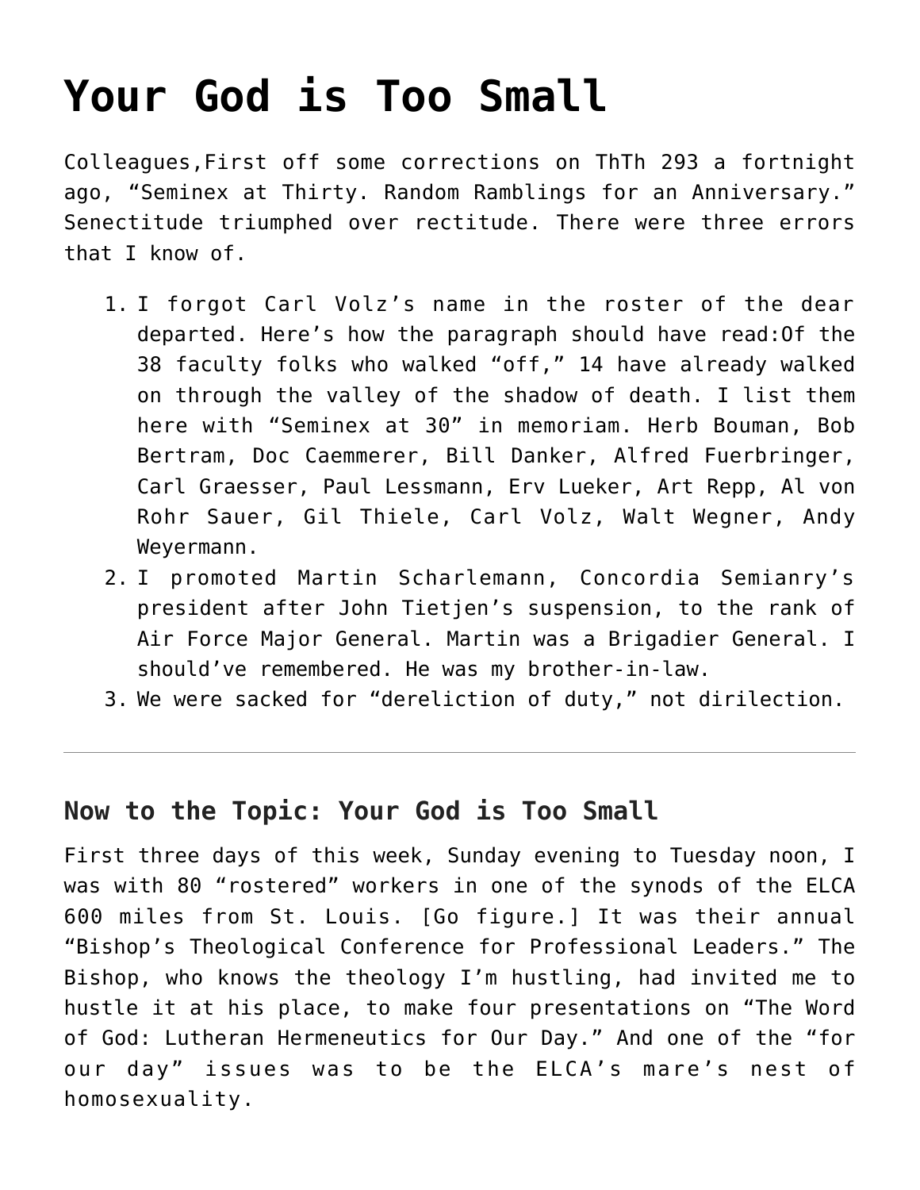# Your God is Too Small

Colleagues,First off some corrections on ThTh 293 a fortnight ago, "Seminex at Thirty. Random Ramblings for an Anniversary." Senectitude triumphed over rectitude. There were three errors that I know of.

1. I forgot Carl Volz's name in the roster of the dear departed. Here's how the paragraph should have read:Of the 38 faculty folks who walked "off," 14 have already walked on through the valley of the shadow of death. I list them here with "Seminex at 30" in memoriam. Herb Bouman, Bob Bertram, Doc Caemmerer, Bill Danker, Alfred Fuerbringer, Carl Graesser, Paul Lessmann, Erv Lueker, Art Repp, Al von Rohr Sauer, Gil Thiele, Carl Volz, Walt Wegner, Andy Weyermann.
2. I promoted Martin Scharlemann, Concordia Semianry's president after John Tietjen's suspension, to the rank of Air Force Major General. Martin was a Brigadier General. I should've remembered. He was my brother-in-law.
3. We were sacked for "dereliction of duty," not dirilection.

---

## Now to the Topic: Your God is Too Small

First three days of this week, Sunday evening to Tuesday noon, I was with 80 "rostered" workers in one of the synods of the ELCA 600 miles from St. Louis. [Go figure.] It was their annual "Bishop's Theological Conference for Professional Leaders." The Bishop, who knows the theology I'm hustling, had invited me to hustle it at his place, to make four presentations on "The Word of God: Lutheran Hermeneutics for Our Day." And one of the "for our day" issues was to be the ELCA's mare's nest of homosexuality.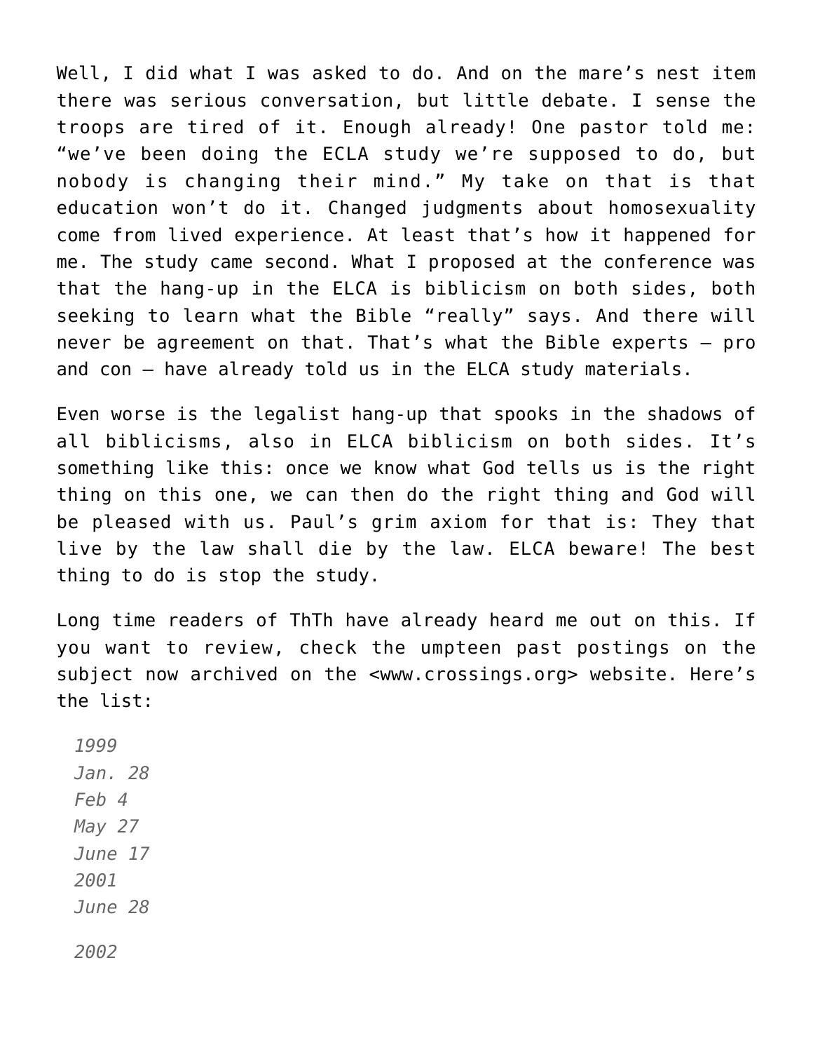Well, I did what I was asked to do. And on the mare's nest item there was serious conversation, but little debate. I sense the troops are tired of it. Enough already! One pastor told me: "we've been doing the ECLA study we're supposed to do, but nobody is changing their mind." My take on that is that education won't do it. Changed judgments about homosexuality come from lived experience. At least that's how it happened for me. The study came second. What I proposed at the conference was that the hang-up in the ELCA is biblicism on both sides, both seeking to learn what the Bible "really" says. And there will never be agreement on that. That's what the Bible experts — pro and con — have already told us in the ELCA study materials.

Even worse is the legalist hang-up that spooks in the shadows of all biblicisms, also in ELCA biblicism on both sides. It's something like this: once we know what God tells us is the right thing on this one, we can then do the right thing and God will be pleased with us. Paul's grim axiom for that is: They that live by the law shall die by the law. ELCA beware! The best thing to do is stop the study.

Long time readers of ThTh have already heard me out on this. If you want to review, check the umpteen past postings on the subject now archived on the <www.crossings.org> website. Here's the list:

*1999*
*Jan. 28*
*Feb 4*
*May 27*
*June 17*
*2001*
*June 28*

*2002*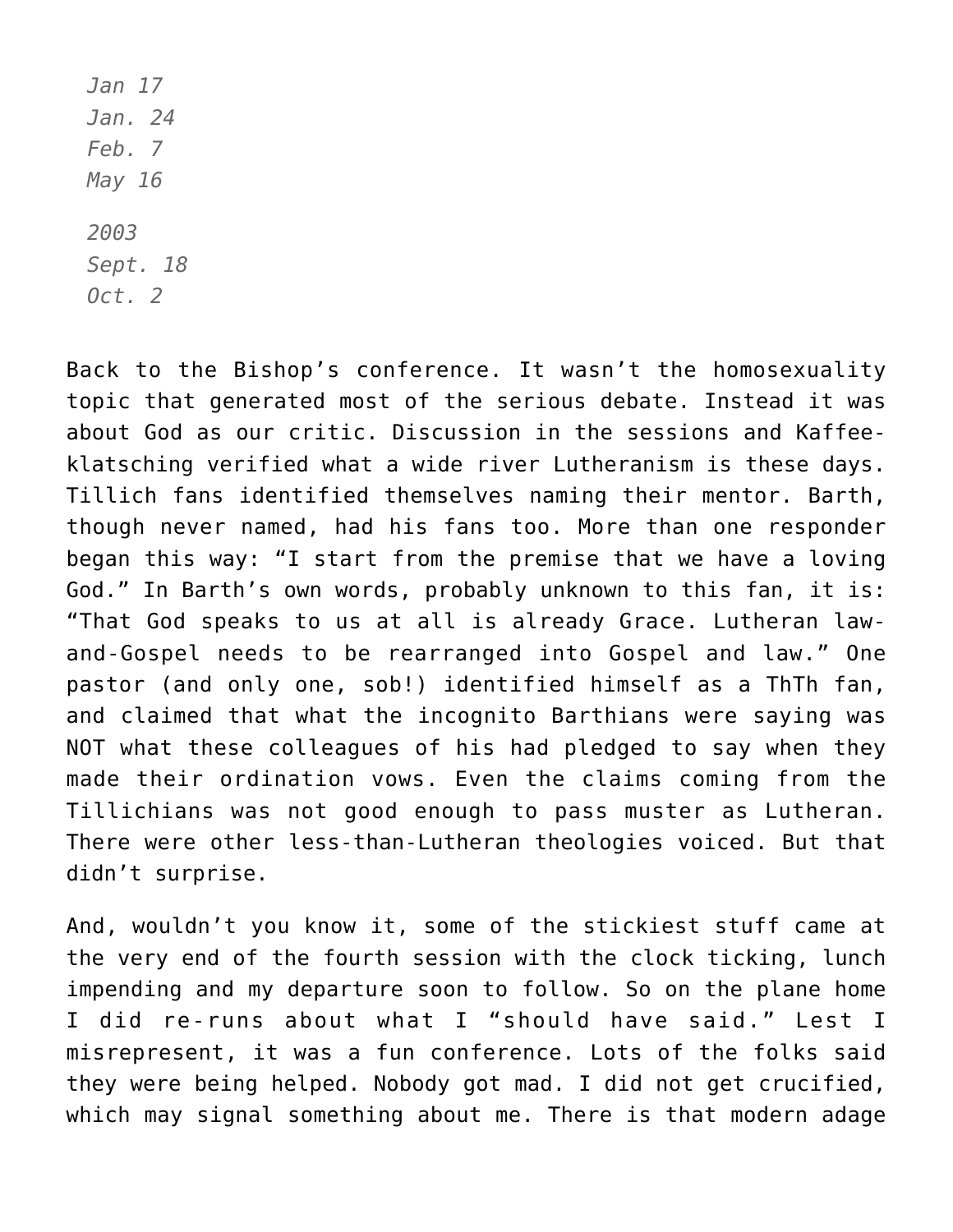*Jan 17*
*Jan. 24*
*Feb. 7*
*May 16*

*2003*
*Sept. 18*
*Oct. 2*

Back to the Bishop's conference. It wasn't the homosexuality topic that generated most of the serious debate. Instead it was about God as our critic. Discussion in the sessions and Kaffee-klatsching verified what a wide river Lutheranism is these days. Tillich fans identified themselves naming their mentor. Barth, though never named, had his fans too. More than one responder began this way: "I start from the premise that we have a loving God." In Barth's own words, probably unknown to this fan, it is: "That God speaks to us at all is already Grace. Lutheran law-and-Gospel needs to be rearranged into Gospel and law." One pastor (and only one, sob!) identified himself as a ThTh fan, and claimed that what the incognito Barthians were saying was NOT what these colleagues of his had pledged to say when they made their ordination vows. Even the claims coming from the Tillichians was not good enough to pass muster as Lutheran. There were other less-than-Lutheran theologies voiced. But that didn't surprise.

And, wouldn't you know it, some of the stickiest stuff came at the very end of the fourth session with the clock ticking, lunch impending and my departure soon to follow. So on the plane home I did re-runs about what I "should have said." Lest I misrepresent, it was a fun conference. Lots of the folks said they were being helped. Nobody got mad. I did not get crucified, which may signal something about me. There is that modern adage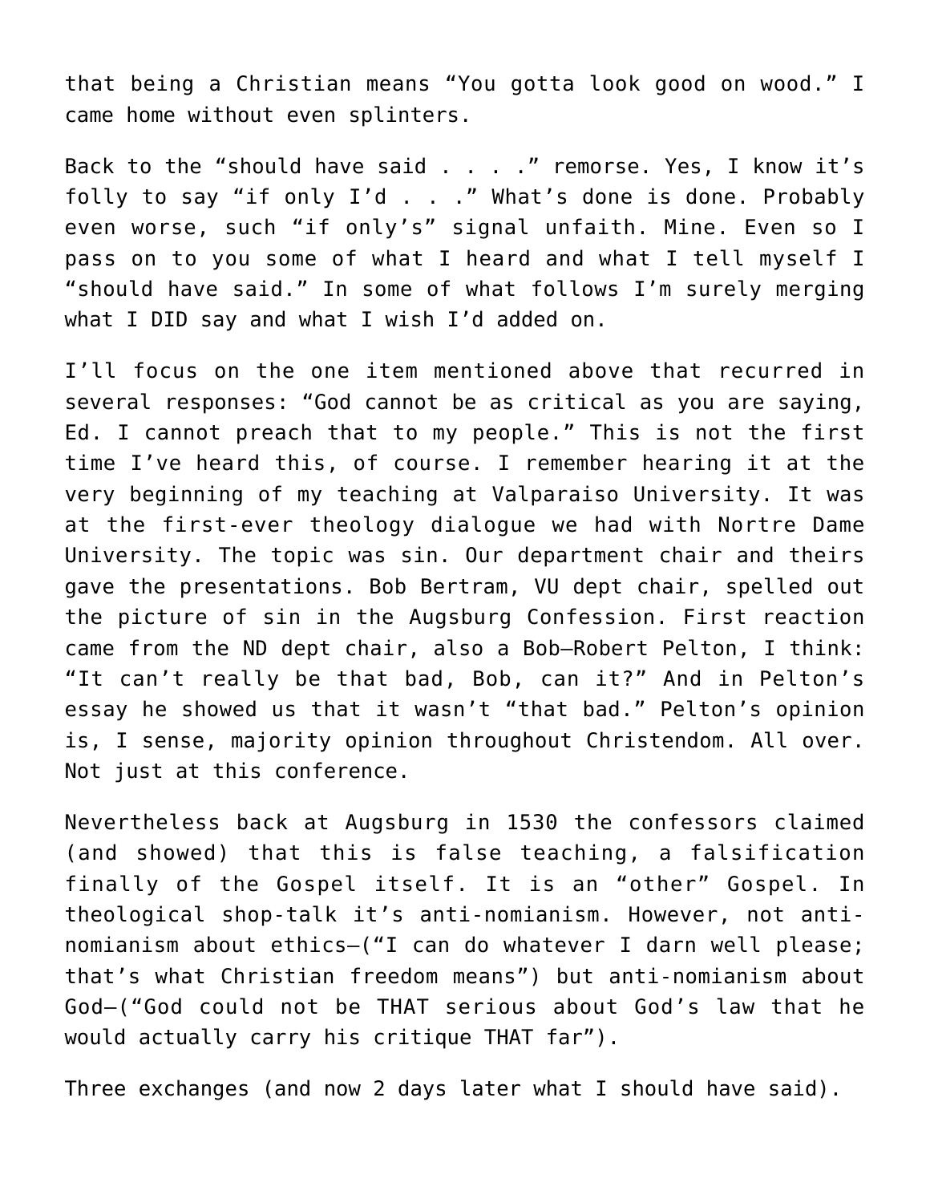that being a Christian means “You gotta look good on wood.” I came home without even splinters.

Back to the “should have said . . . .” remorse. Yes, I know it’s folly to say “if only I’d . . .” What’s done is done. Probably even worse, such “if only’s” signal unfaith. Mine. Even so I pass on to you some of what I heard and what I tell myself I “should have said.” In some of what follows I’m surely merging what I DID say and what I wish I’d added on.

I’ll focus on the one item mentioned above that recurred in several responses: “God cannot be as critical as you are saying, Ed. I cannot preach that to my people.” This is not the first time I’ve heard this, of course. I remember hearing it at the very beginning of my teaching at Valparaiso University. It was at the first-ever theology dialogue we had with Nortre Dame University. The topic was sin. Our department chair and theirs gave the presentations. Bob Bertram, VU dept chair, spelled out the picture of sin in the Augsburg Confession. First reaction came from the ND dept chair, also a Bob–Robert Pelton, I think: “It can’t really be that bad, Bob, can it?” And in Pelton’s essay he showed us that it wasn’t “that bad.” Pelton’s opinion is, I sense, majority opinion throughout Christendom. All over. Not just at this conference.

Nevertheless back at Augsburg in 1530 the confessors claimed (and showed) that this is false teaching, a falsification finally of the Gospel itself. It is an “other” Gospel. In theological shop-talk it’s anti-nomianism. However, not anti-nomianism about ethics–(“I can do whatever I darn well please; that’s what Christian freedom means”) but anti-nomianism about God–(“God could not be THAT serious about God’s law that he would actually carry his critique THAT far”).

Three exchanges (and now 2 days later what I should have said).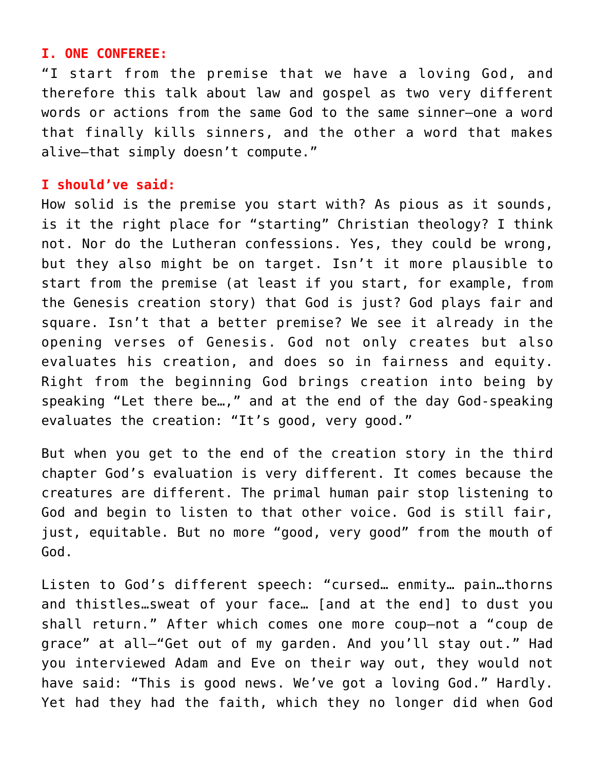**I. ONE CONFEREE:**

"I start from the premise that we have a loving God, and therefore this talk about law and gospel as two very different words or actions from the same God to the same sinner—one a word that finally kills sinners, and the other a word that makes alive—that simply doesn't compute."

**I should've said:**

How solid is the premise you start with? As pious as it sounds, is it the right place for "starting" Christian theology? I think not. Nor do the Lutheran confessions. Yes, they could be wrong, but they also might be on target. Isn't it more plausible to start from the premise (at least if you start, for example, from the Genesis creation story) that God is just? God plays fair and square. Isn't that a better premise? We see it already in the opening verses of Genesis. God not only creates but also evaluates his creation, and does so in fairness and equity. Right from the beginning God brings creation into being by speaking "Let there be…," and at the end of the day God-speaking evaluates the creation: "It's good, very good."

But when you get to the end of the creation story in the third chapter God's evaluation is very different. It comes because the creatures are different. The primal human pair stop listening to God and begin to listen to that other voice. God is still fair, just, equitable. But no more "good, very good" from the mouth of God.

Listen to God's different speech: "cursed… enmity… pain…thorns and thistles…sweat of your face… [and at the end] to dust you shall return." After which comes one more coup—not a "coup de grace" at all—"Get out of my garden. And you'll stay out." Had you interviewed Adam and Eve on their way out, they would not have said: "This is good news. We've got a loving God." Hardly. Yet had they had the faith, which they no longer did when God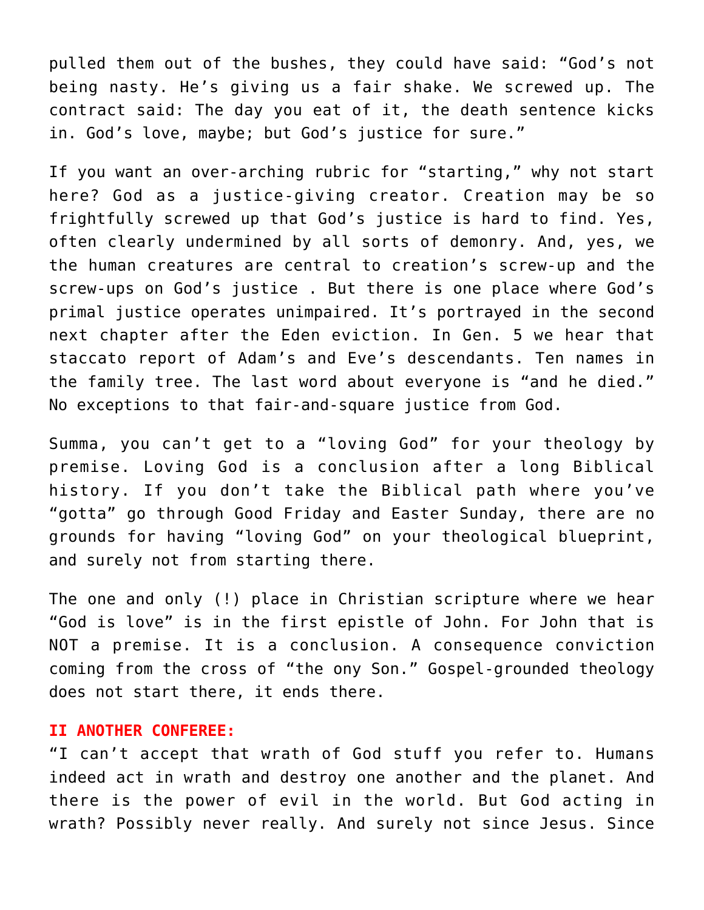pulled them out of the bushes, they could have said: "God's not being nasty. He's giving us a fair shake. We screwed up. The contract said: The day you eat of it, the death sentence kicks in. God's love, maybe; but God's justice for sure."

If you want an over-arching rubric for "starting," why not start here? God as a justice-giving creator. Creation may be so frightfully screwed up that God's justice is hard to find. Yes, often clearly undermined by all sorts of demonry. And, yes, we the human creatures are central to creation's screw-up and the screw-ups on God's justice . But there is one place where God's primal justice operates unimpaired. It's portrayed in the second next chapter after the Eden eviction. In Gen. 5 we hear that staccato report of Adam's and Eve's descendants. Ten names in the family tree. The last word about everyone is "and he died." No exceptions to that fair-and-square justice from God.

Summa, you can't get to a "loving God" for your theology by premise. Loving God is a conclusion after a long Biblical history. If you don't take the Biblical path where you've "gotta" go through Good Friday and Easter Sunday, there are no grounds for having "loving God" on your theological blueprint, and surely not from starting there.

The one and only (!) place in Christian scripture where we hear "God is love" is in the first epistle of John. For John that is NOT a premise. It is a conclusion. A consequence conviction coming from the cross of "the ony Son." Gospel-grounded theology does not start there, it ends there.

**II ANOTHER CONFEREE:**

"I can't accept that wrath of God stuff you refer to. Humans indeed act in wrath and destroy one another and the planet. And there is the power of evil in the world. But God acting in wrath? Possibly never really. And surely not since Jesus. Since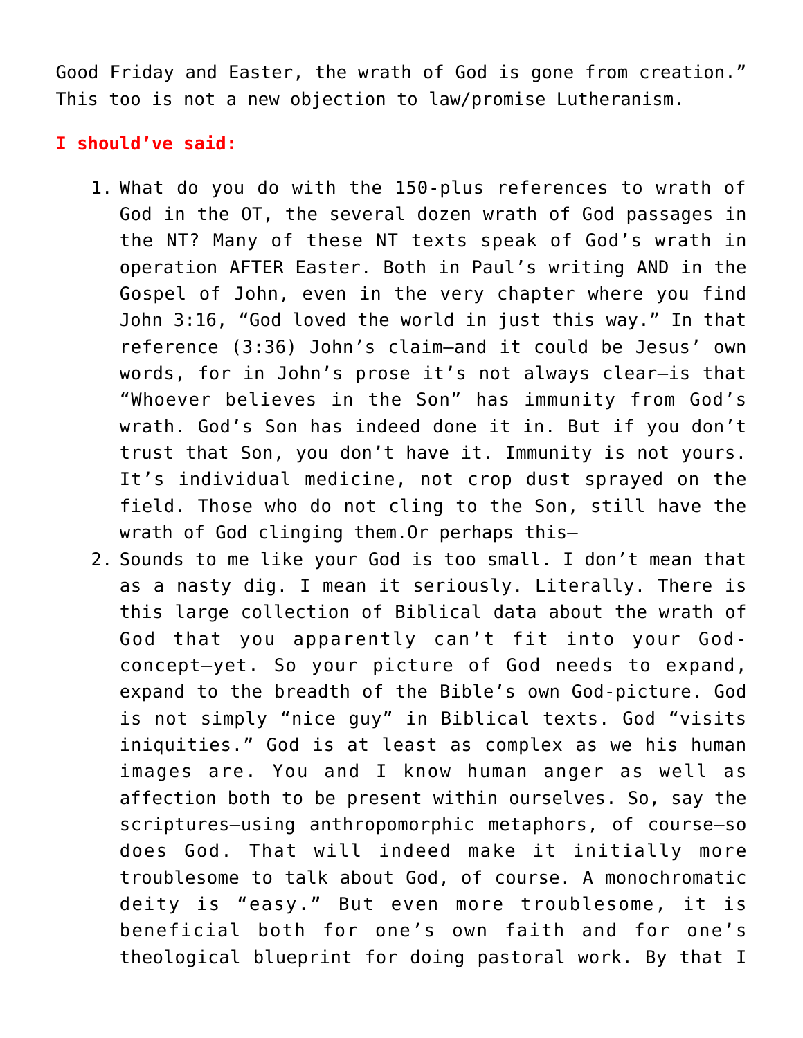Good Friday and Easter, the wrath of God is gone from creation." This too is not a new objection to law/promise Lutheranism.

**I should've said:**

1. What do you do with the 150-plus references to wrath of God in the OT, the several dozen wrath of God passages in the NT? Many of these NT texts speak of God's wrath in operation AFTER Easter. Both in Paul's writing AND in the Gospel of John, even in the very chapter where you find John 3:16, "God loved the world in just this way." In that reference (3:36) John's claim—and it could be Jesus' own words, for in John's prose it's not always clear—is that "Whoever believes in the Son" has immunity from God's wrath. God's Son has indeed done it in. But if you don't trust that Son, you don't have it. Immunity is not yours. It's individual medicine, not crop dust sprayed on the field. Those who do not cling to the Son, still have the wrath of God clinging them.Or perhaps this—
2. Sounds to me like your God is too small. I don't mean that as a nasty dig. I mean it seriously. Literally. There is this large collection of Biblical data about the wrath of God that you apparently can't fit into your God-concept—yet. So your picture of God needs to expand, expand to the breadth of the Bible's own God-picture. God is not simply "nice guy" in Biblical texts. God "visits iniquities." God is at least as complex as we his human images are. You and I know human anger as well as affection both to be present within ourselves. So, say the scriptures—using anthropomorphic metaphors, of course—so does God. That will indeed make it initially more troublesome to talk about God, of course. A monochromatic deity is "easy." But even more troublesome, it is beneficial both for one's own faith and for one's theological blueprint for doing pastoral work. By that I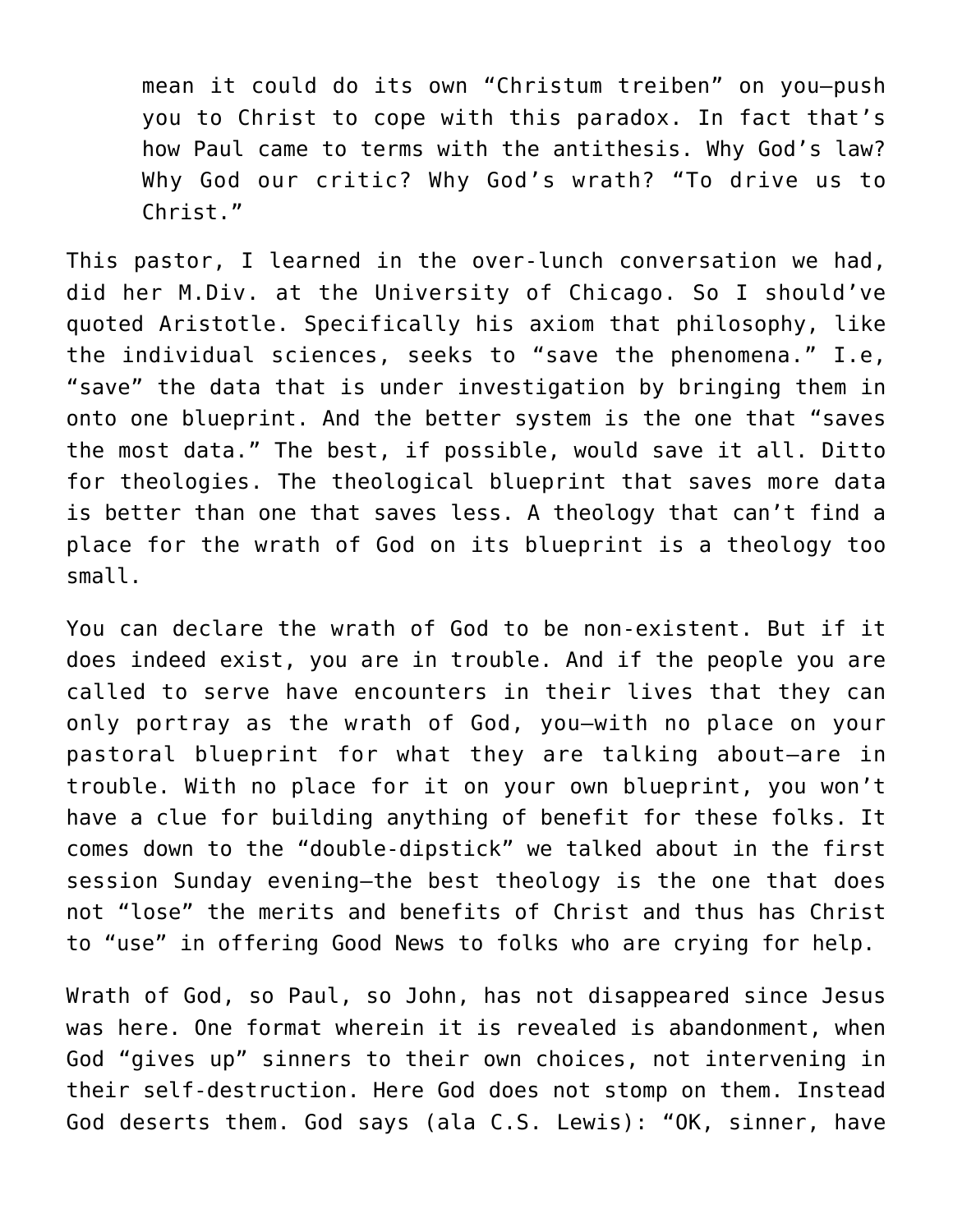> mean it could do its own "Christum treiben" on you—push you to Christ to cope with this paradox. In fact that's how Paul came to terms with the antithesis. Why God's law? Why God our critic? Why God's wrath? "To drive us to Christ."

This pastor, I learned in the over-lunch conversation we had, did her M.Div. at the University of Chicago. So I should've quoted Aristotle. Specifically his axiom that philosophy, like the individual sciences, seeks to "save the phenomena." I.e, "save" the data that is under investigation by bringing them in onto one blueprint. And the better system is the one that "saves the most data." The best, if possible, would save it all. Ditto for theologies. The theological blueprint that saves more data is better than one that saves less. A theology that can't find a place for the wrath of God on its blueprint is a theology too small.

You can declare the wrath of God to be non-existent. But if it does indeed exist, you are in trouble. And if the people you are called to serve have encounters in their lives that they can only portray as the wrath of God, you—with no place on your pastoral blueprint for what they are talking about—are in trouble. With no place for it on your own blueprint, you won't have a clue for building anything of benefit for these folks. It comes down to the "double-dipstick" we talked about in the first session Sunday evening—the best theology is the one that does not "lose" the merits and benefits of Christ and thus has Christ to "use" in offering Good News to folks who are crying for help.

Wrath of God, so Paul, so John, has not disappeared since Jesus was here. One format wherein it is revealed is abandonment, when God "gives up" sinners to their own choices, not intervening in their self-destruction. Here God does not stomp on them. Instead God deserts them. God says (ala C.S. Lewis): "OK, sinner, have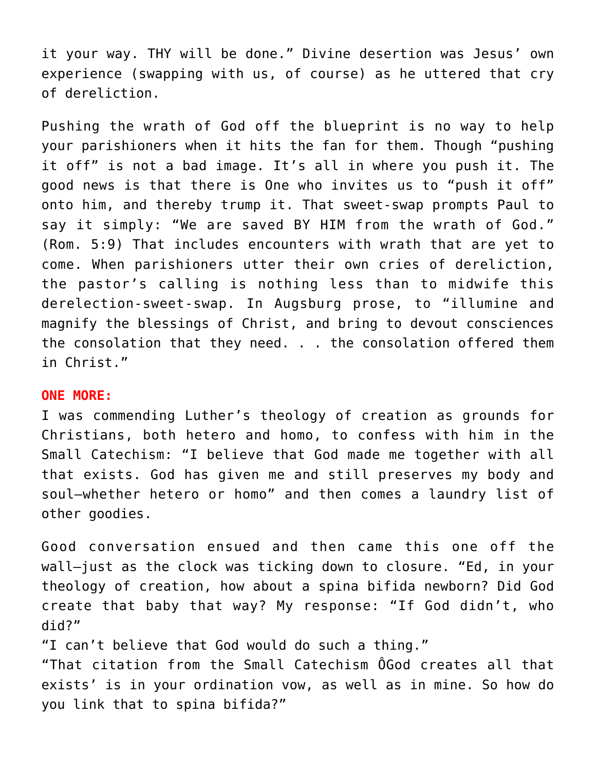it your way. THY will be done." Divine desertion was Jesus' own experience (swapping with us, of course) as he uttered that cry of dereliction.

Pushing the wrath of God off the blueprint is no way to help your parishioners when it hits the fan for them. Though "pushing it off" is not a bad image. It's all in where you push it. The good news is that there is One who invites us to "push it off" onto him, and thereby trump it. That sweet-swap prompts Paul to say it simply: "We are saved BY HIM from the wrath of God." (Rom. 5:9) That includes encounters with wrath that are yet to come. When parishioners utter their own cries of dereliction, the pastor's calling is nothing less than to midwife this derelection-sweet-swap. In Augsburg prose, to "illumine and magnify the blessings of Christ, and bring to devout consciences the consolation that they need. . . the consolation offered them in Christ."

**ONE MORE:**

I was commending Luther's theology of creation as grounds for Christians, both hetero and homo, to confess with him in the Small Catechism: "I believe that God made me together with all that exists. God has given me and still preserves my body and soul—whether hetero or homo" and then comes a laundry list of other goodies.

Good conversation ensued and then came this one off the wall—just as the clock was ticking down to closure. "Ed, in your theology of creation, how about a spina bifida newborn? Did God create that baby that way? My response: "If God didn't, who did?"

"I can't believe that God would do such a thing."

"That citation from the Small Catechism ÔGod creates all that exists' is in your ordination vow, as well as in mine. So how do you link that to spina bifida?"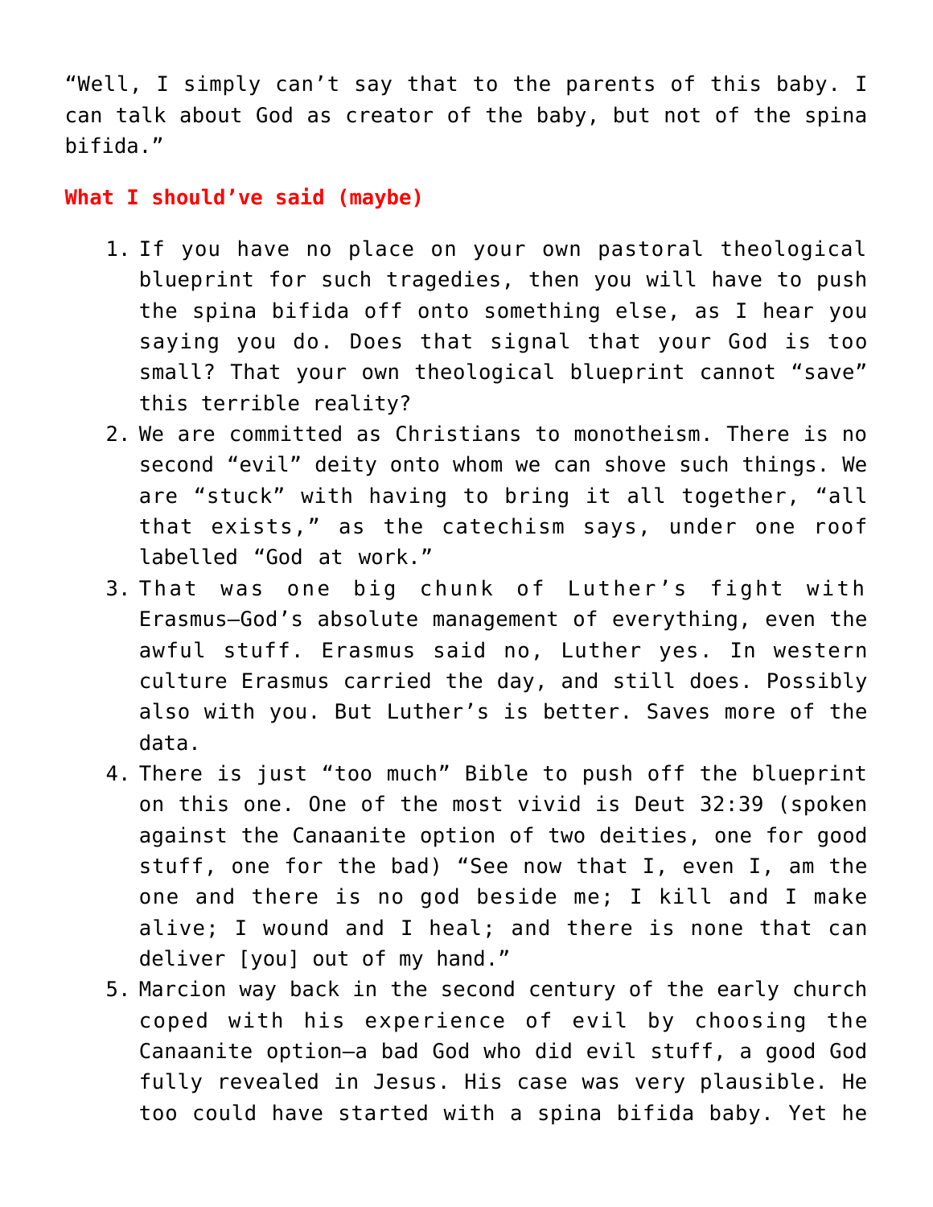"Well, I simply can't say that to the parents of this baby. I can talk about God as creator of the baby, but not of the spina bifida."

**What I should've said (maybe)**

1. If you have no place on your own pastoral theological blueprint for such tragedies, then you will have to push the spina bifida off onto something else, as I hear you saying you do. Does that signal that your God is too small? That your own theological blueprint cannot "save" this terrible reality?
2. We are committed as Christians to monotheism. There is no second "evil" deity onto whom we can shove such things. We are "stuck" with having to bring it all together, "all that exists," as the catechism says, under one roof labelled "God at work."
3. That was one big chunk of Luther's fight with Erasmus—God's absolute management of everything, even the awful stuff. Erasmus said no, Luther yes. In western culture Erasmus carried the day, and still does. Possibly also with you. But Luther's is better. Saves more of the data.
4. There is just "too much" Bible to push off the blueprint on this one. One of the most vivid is Deut 32:39 (spoken against the Canaanite option of two deities, one for good stuff, one for the bad) "See now that I, even I, am the one and there is no god beside me; I kill and I make alive; I wound and I heal; and there is none that can deliver [you] out of my hand."
5. Marcion way back in the second century of the early church coped with his experience of evil by choosing the Canaanite option—a bad God who did evil stuff, a good God fully revealed in Jesus. His case was very plausible. He too could have started with a spina bifida baby. Yet he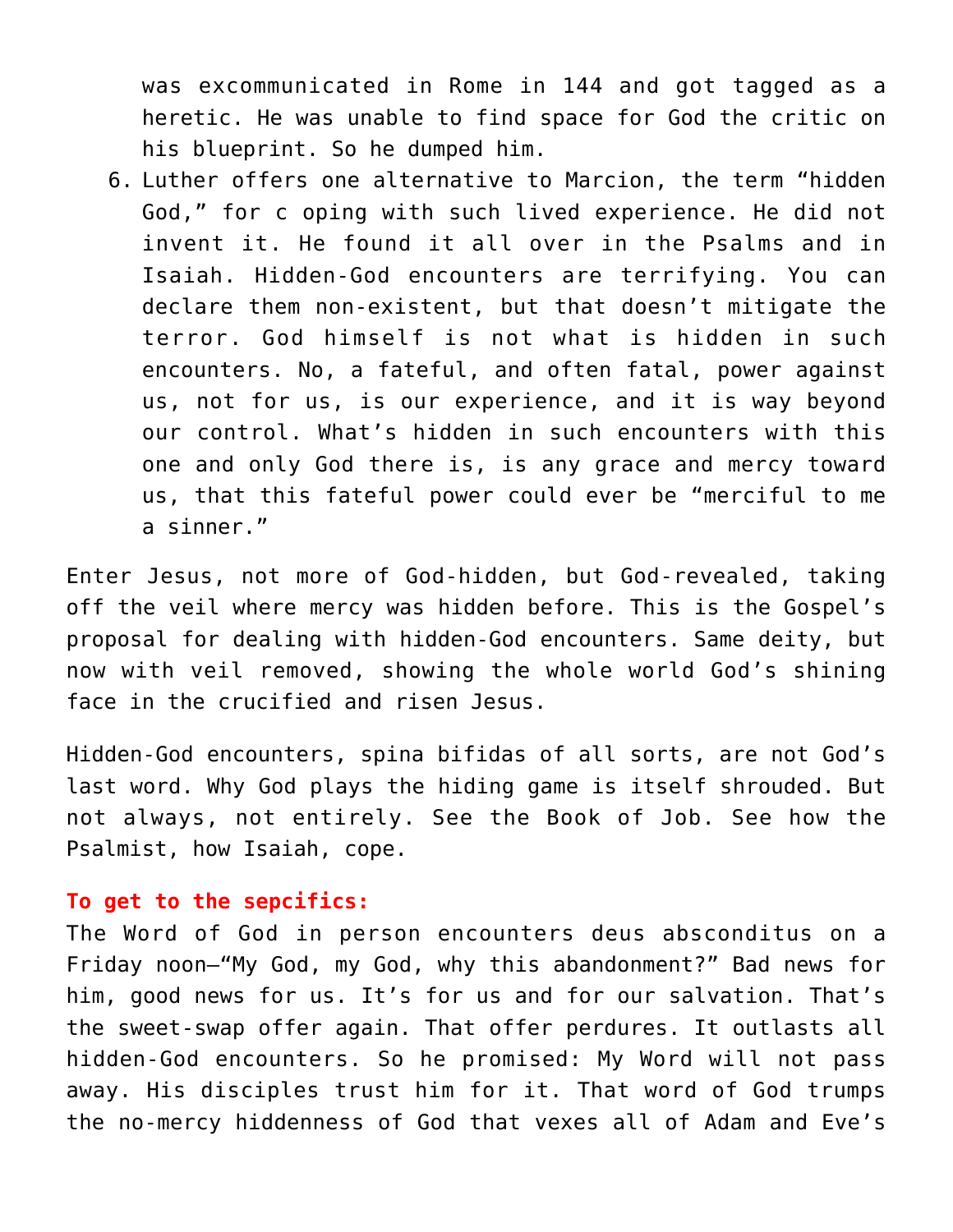was excommunicated in Rome in 144 and got tagged as a heretic. He was unable to find space for God the critic on his blueprint. So he dumped him.

6. Luther offers one alternative to Marcion, the term "hidden God," for c oping with such lived experience. He did not invent it. He found it all over in the Psalms and in Isaiah. Hidden-God encounters are terrifying. You can declare them non-existent, but that doesn't mitigate the terror. God himself is not what is hidden in such encounters. No, a fateful, and often fatal, power against us, not for us, is our experience, and it is way beyond our control. What's hidden in such encounters with this one and only God there is, is any grace and mercy toward us, that this fateful power could ever be "merciful to me a sinner."

Enter Jesus, not more of God-hidden, but God-revealed, taking off the veil where mercy was hidden before. This is the Gospel's proposal for dealing with hidden-God encounters. Same deity, but now with veil removed, showing the whole world God's shining face in the crucified and risen Jesus.

Hidden-God encounters, spina bifidas of all sorts, are not God's last word. Why God plays the hiding game is itself shrouded. But not always, not entirely. See the Book of Job. See how the Psalmist, how Isaiah, cope.

**To get to the sepcifics:**

The Word of God in person encounters deus absconditus on a Friday noon—"My God, my God, why this abandonment?" Bad news for him, good news for us. It's for us and for our salvation. That's the sweet-swap offer again. That offer perdures. It outlasts all hidden-God encounters. So he promised: My Word will not pass away. His disciples trust him for it. That word of God trumps the no-mercy hiddenness of God that vexes all of Adam and Eve's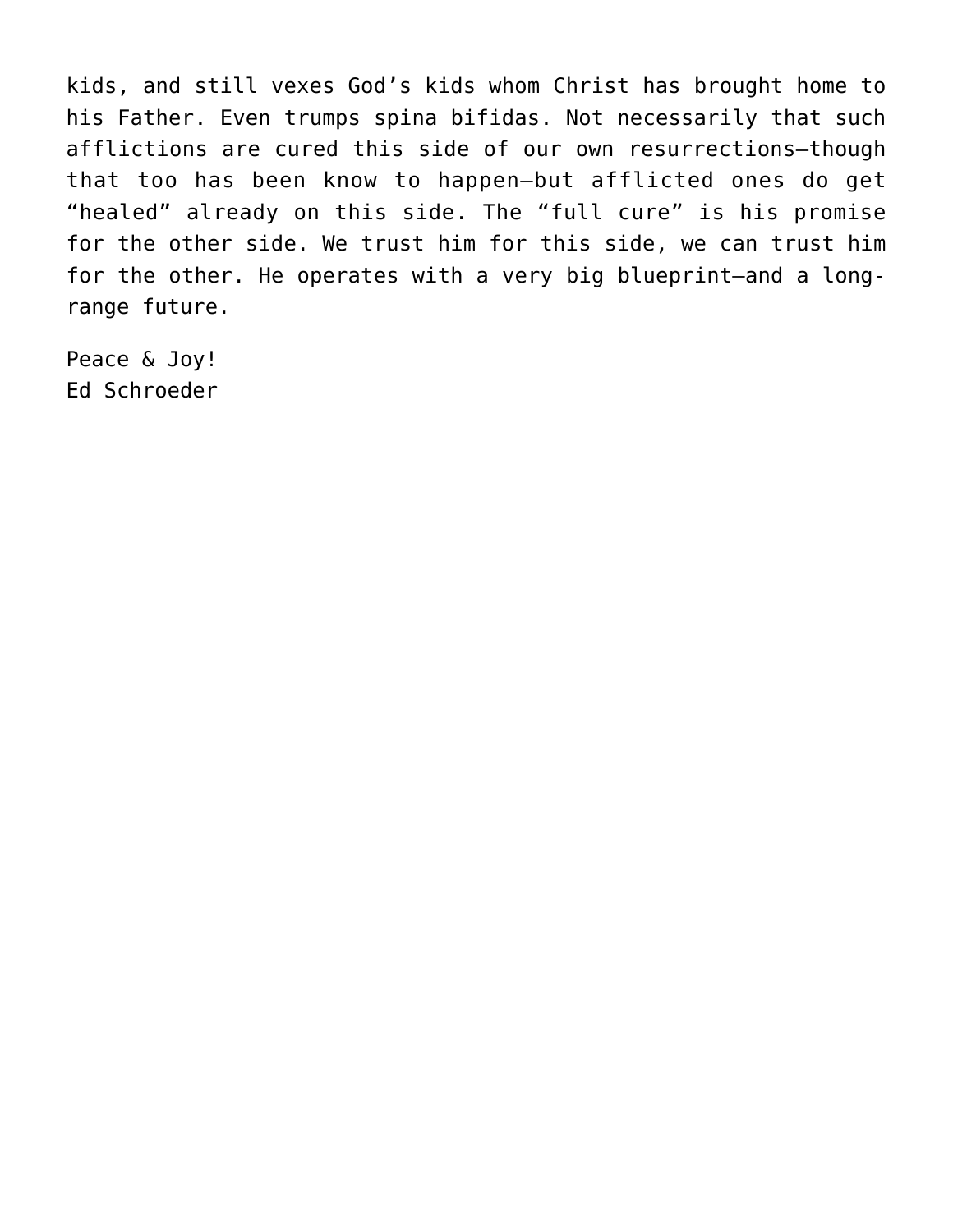kids, and still vexes God's kids whom Christ has brought home to his Father. Even trumps spina bifidas. Not necessarily that such afflictions are cured this side of our own resurrections—though that too has been know to happen—but afflicted ones do get "healed" already on this side. The "full cure" is his promise for the other side. We trust him for this side, we can trust him for the other. He operates with a very big blueprint—and a long-range future.

Peace & Joy!
Ed Schroeder